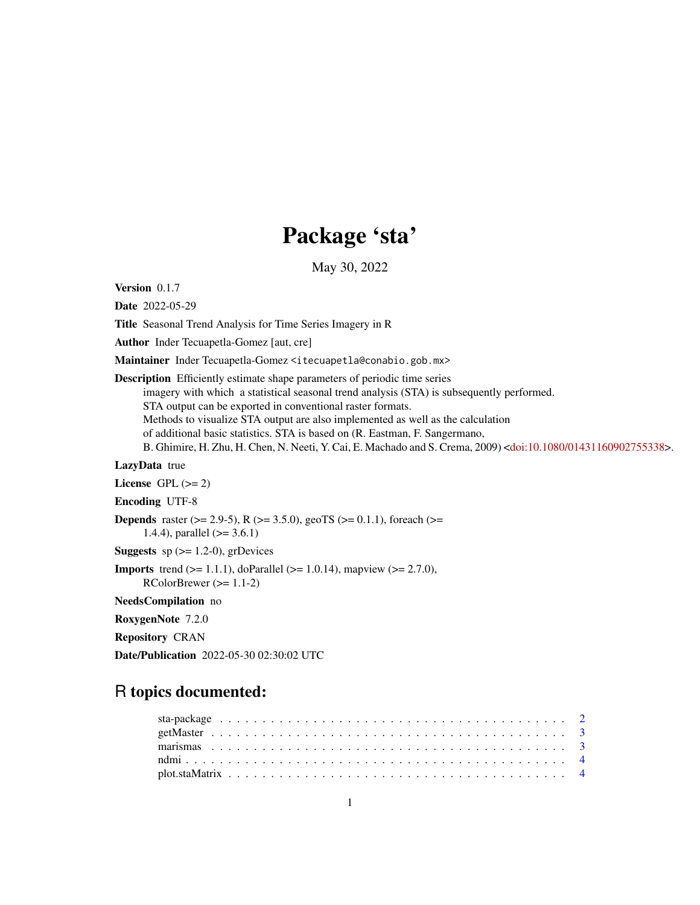# Package 'sta'

May 30, 2022

**Version** 0.1.7

**Date** 2022-05-29

**Title** Seasonal Trend Analysis for Time Series Imagery in R

**Author** Inder Tecuapetla-Gomez [aut, cre]

**Maintainer** Inder Tecuapetla-Gomez <itecuapetla@conabio.gob.mx>

**Description** Efficiently estimate shape parameters of periodic time series imagery with which a statistical seasonal trend analysis (STA) is subsequently performed. STA output can be exported in conventional raster formats. Methods to visualize STA output are also implemented as well as the calculation of additional basic statistics. STA is based on (R. Eastman, F. Sangermano, B. Ghimire, H. Zhu, H. Chen, N. Neeti, Y. Cai, E. Machado and S. Crema, 2009) <doi:10.1080/01431160902755338>.

**LazyData** true

**License** GPL (>= 2)

**Encoding** UTF-8

**Depends** raster (>= 2.9-5), R (>= 3.5.0), geoTS (>= 0.1.1), foreach (>= 1.4.4), parallel (>= 3.6.1)

**Suggests** sp (>= 1.2-0), grDevices

**Imports** trend (>= 1.1.1), doParallel (>= 1.0.14), mapview (>= 2.7.0), RColorBrewer (>= 1.1-2)

**NeedsCompilation** no

**RoxygenNote** 7.2.0

**Repository** CRAN

**Date/Publication** 2022-05-30 02:30:02 UTC

## R topics documented:

| | |
|---|---|
| sta-package | 2 |
| getMaster | 3 |
| marismas | 3 |
| ndmi | 4 |
| plot.staMatrix | 4 |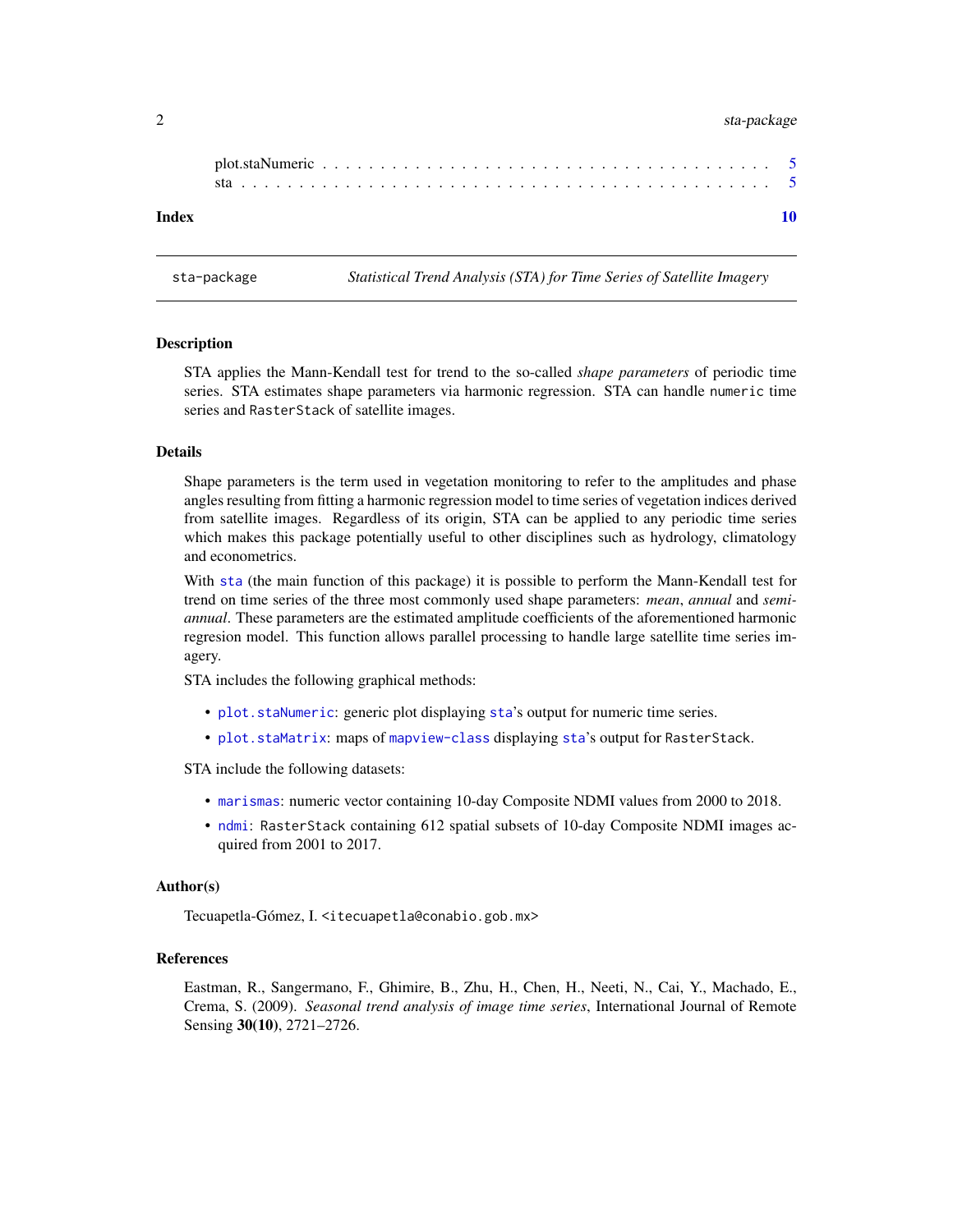plot.staNumeric . . . . . . . . . . . . . . . . . . . . . . . . . . . . . . . . . . . . . . 5
sta . . . . . . . . . . . . . . . . . . . . . . . . . . . . . . . . . . . . . . . . . . . 5

**Index** **10**

---

sta-package *Statistical Trend Analysis (STA) for Time Series of Satellite Imagery*

---

### Description

STA applies the Mann-Kendall test for trend to the so-called *shape parameters* of periodic time series. STA estimates shape parameters via harmonic regression. STA can handle `numeric` time series and `RasterStack` of satellite images.

### Details

Shape parameters is the term used in vegetation monitoring to refer to the amplitudes and phase angles resulting from fitting a harmonic regression model to time series of vegetation indices derived from satellite images. Regardless of its origin, STA can be applied to any periodic time series which makes this package potentially useful to other disciplines such as hydrology, climatology and econometrics.

With `sta` (the main function of this package) it is possible to perform the Mann-Kendall test for trend on time series of the three most commonly used shape parameters: *mean*, *annual* and *semi-annual*. These parameters are the estimated amplitude coefficients of the aforementioned harmonic regresion model. This function allows parallel processing to handle large satellite time series imagery.

STA includes the following graphical methods:

- `plot.staNumeric`: generic plot displaying `sta`'s output for numeric time series.
- `plot.staMatrix`: maps of `mapview-class` displaying `sta`'s output for `RasterStack`.

STA include the following datasets:

- `marismas`: numeric vector containing 10-day Composite NDMI values from 2000 to 2018.
- `ndmi`: `RasterStack` containing 612 spatial subsets of 10-day Composite NDMI images acquired from 2001 to 2017.

### Author(s)

Tecuapetla-Gómez, I. <itecuapetla@conabio.gob.mx>

### References

Eastman, R., Sangermano, F., Ghimire, B., Zhu, H., Chen, H., Neeti, N., Cai, Y., Machado, E., Crema, S. (2009). *Seasonal trend analysis of image time series*, International Journal of Remote Sensing **30(10)**, 2721–2726.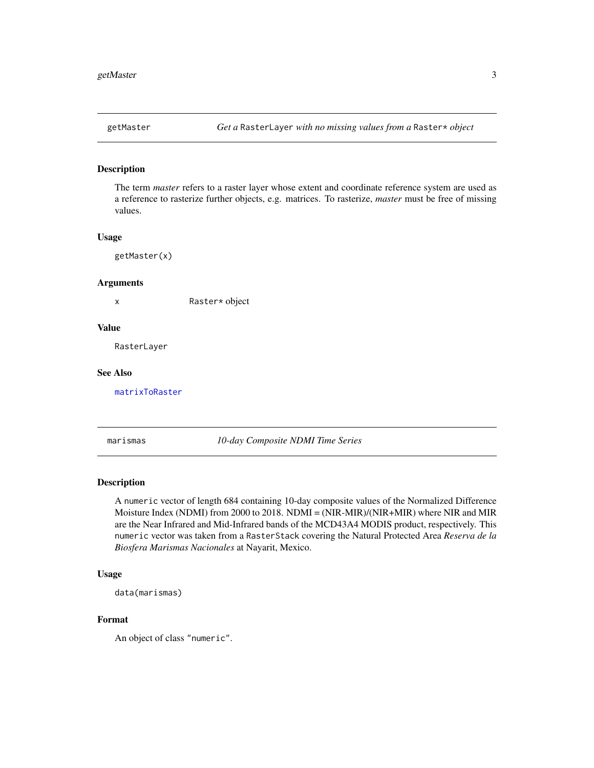## getMaster — *Get a* `RasterLayer` *with no missing values from a* `Raster*` *object*

### Description

The term *master* refers to a raster layer whose extent and coordinate reference system are used as a reference to rasterize further objects, e.g. matrices. To rasterize, *master* must be free of missing values.

### Usage

```
getMaster(x)
```

### Arguments

| | |
|---|---|
| `x` | `Raster*` object |

### Value

`RasterLayer`

### See Also

`matrixToRaster`

## marismas — *10-day Composite NDMI Time Series*

### Description

A `numeric` vector of length 684 containing 10-day composite values of the Normalized Difference Moisture Index (NDMI) from 2000 to 2018. NDMI = (NIR-MIR)/(NIR+MIR) where NIR and MIR are the Near Infrared and Mid-Infrared bands of the MCD43A4 MODIS product, respectively. This `numeric` vector was taken from a `RasterStack` covering the Natural Protected Area *Reserva de la Biosfera Marismas Nacionales* at Nayarit, Mexico.

### Usage

```
data(marismas)
```

### Format

An object of class `"numeric"`.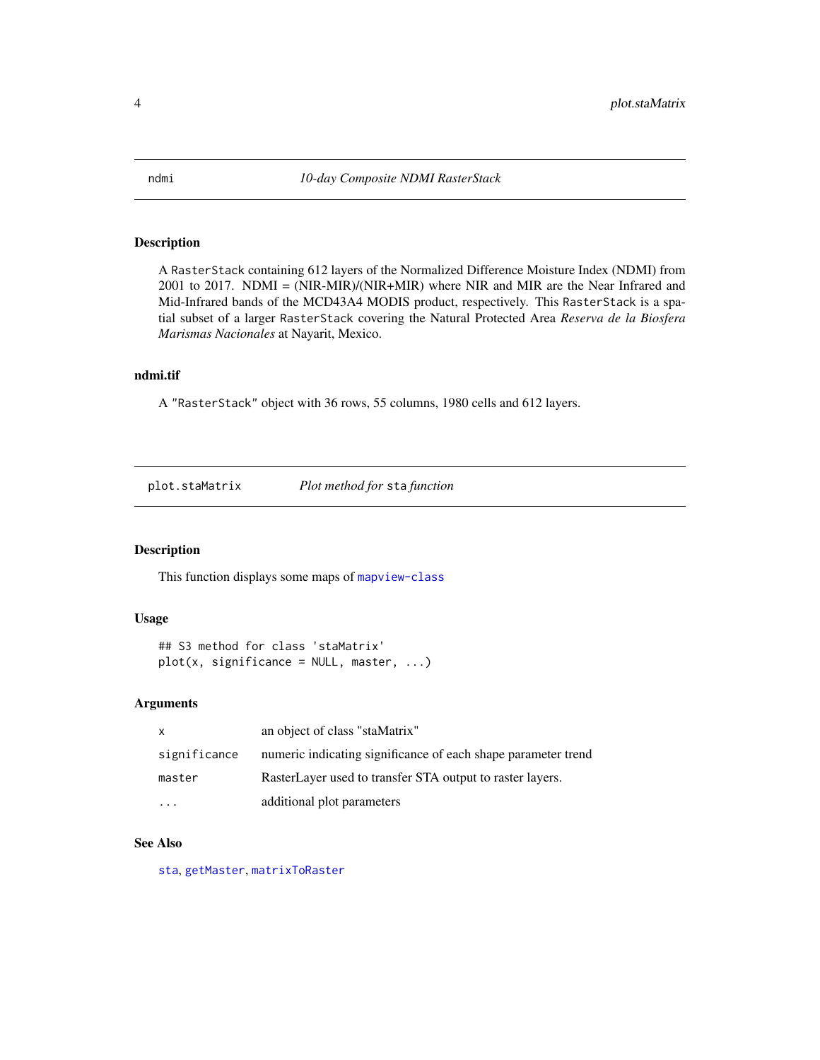## ndmi — *10-day Composite NDMI RasterStack*

### Description

A `RasterStack` containing 612 layers of the Normalized Difference Moisture Index (NDMI) from 2001 to 2017. NDMI = (NIR-MIR)/(NIR+MIR) where NIR and MIR are the Near Infrared and Mid-Infrared bands of the MCD43A4 MODIS product, respectively. This `RasterStack` is a spatial subset of a larger `RasterStack` covering the Natural Protected Area *Reserva de la Biosfera Marismas Nacionales* at Nayarit, Mexico.

### ndmi.tif

A `"RasterStack"` object with 36 rows, 55 columns, 1980 cells and 612 layers.

## plot.staMatrix — *Plot method for `sta` function*

### Description

This function displays some maps of `mapview-class`

### Usage

```
## S3 method for class 'staMatrix'
plot(x, significance = NULL, master, ...)
```

### Arguments

| | |
|---|---|
| `x` | an object of class "staMatrix" |
| `significance` | numeric indicating significance of each shape parameter trend |
| `master` | RasterLayer used to transfer STA output to raster layers. |
| `...` | additional plot parameters |

### See Also

`sta`, `getMaster`, `matrixToRaster`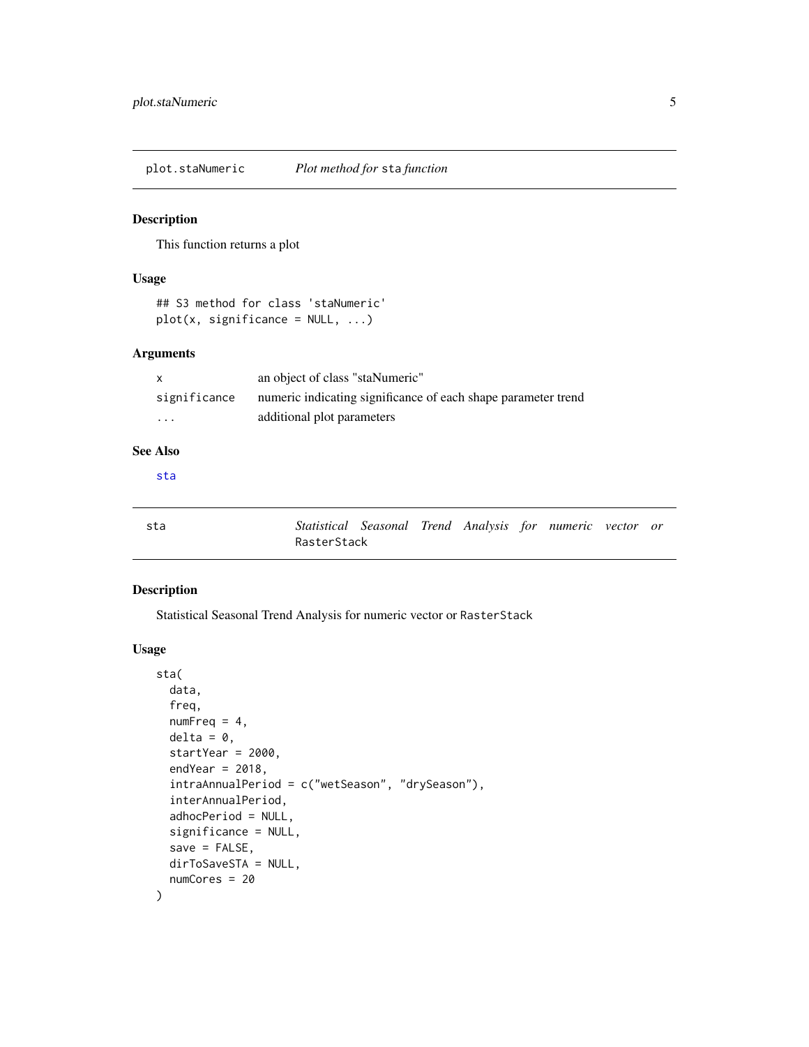## plot.staNumeric — *Plot method for* `sta` *function*

### Description

This function returns a plot

### Usage

```
## S3 method for class 'staNumeric'
plot(x, significance = NULL, ...)
```

### Arguments

| | |
|---|---|
| `x` | an object of class "staNumeric" |
| `significance` | numeric indicating significance of each shape parameter trend |
| `...` | additional plot parameters |

### See Also

`sta`

## sta — *Statistical Seasonal Trend Analysis for numeric vector or* `RasterStack`

### Description

Statistical Seasonal Trend Analysis for numeric vector or `RasterStack`

### Usage

```
sta(
  data,
  freq,
  numFreq = 4,
  delta = 0,
  startYear = 2000,
  endYear = 2018,
  intraAnnualPeriod = c("wetSeason", "drySeason"),
  interAnnualPeriod,
  adhocPeriod = NULL,
  significance = NULL,
  save = FALSE,
  dirToSaveSTA = NULL,
  numCores = 20
)
```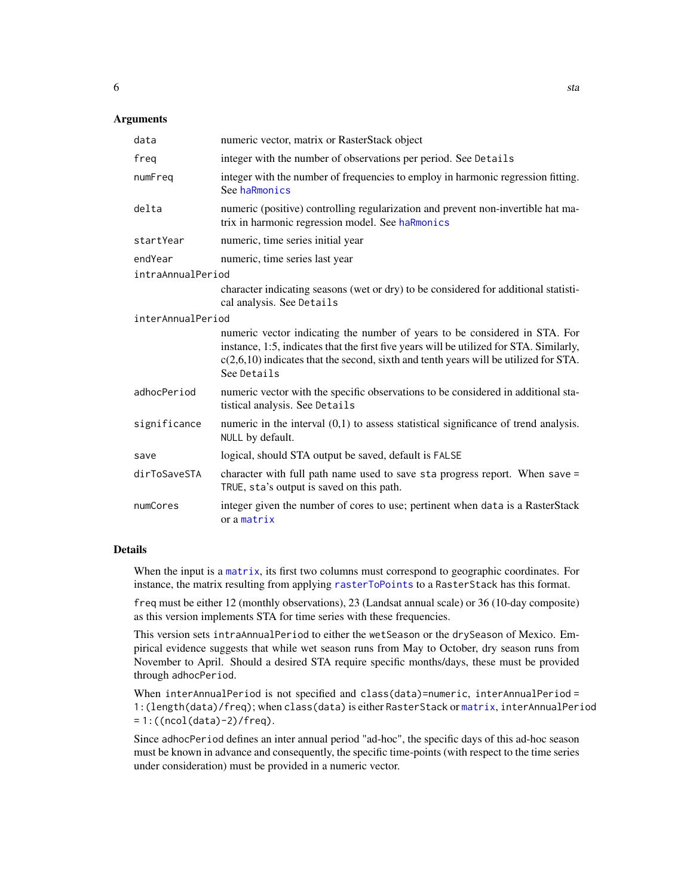## Arguments

| Argument | Description |
| --- | --- |
| `data` | numeric vector, matrix or RasterStack object |
| `freq` | integer with the number of observations per period. See `Details` |
| `numFreq` | integer with the number of frequencies to employ in harmonic regression fitting. See `haRmonics` |
| `delta` | numeric (positive) controlling regularization and prevent non-invertible hat matrix in harmonic regression model. See `haRmonics` |
| `startYear` | numeric, time series initial year |
| `endYear` | numeric, time series last year |
| `intraAnnualPeriod` | character indicating seasons (wet or dry) to be considered for additional statistical analysis. See `Details` |
| `interAnnualPeriod` | numeric vector indicating the number of years to be considered in STA. For instance, 1:5, indicates that the first five years will be utilized for STA. Similarly, c(2,6,10) indicates that the second, sixth and tenth years will be utilized for STA. See `Details` |
| `adhocPeriod` | numeric vector with the specific observations to be considered in additional statistical analysis. See `Details` |
| `significance` | numeric in the interval (0,1) to assess statistical significance of trend analysis. `NULL` by default. |
| `save` | logical, should STA output be saved, default is `FALSE` |
| `dirToSaveSTA` | character with full path name used to save `sta` progress report. When `save = TRUE`, `sta`'s output is saved on this path. |
| `numCores` | integer given the number of cores to use; pertinent when `data` is a RasterStack or a `matrix` |

## Details

When the input is a `matrix`, its first two columns must correspond to geographic coordinates. For instance, the matrix resulting from applying `rasterToPoints` to a `RasterStack` has this format.

`freq` must be either 12 (monthly observations), 23 (Landsat annual scale) or 36 (10-day composite) as this version implements STA for time series with these frequencies.

This version sets `intraAnnualPeriod` to either the `wetSeason` or the `drySeason` of Mexico. Empirical evidence suggests that while wet season runs from May to October, dry season runs from November to April. Should a desired STA require specific months/days, these must be provided through `adhocPeriod`.

When `interAnnualPeriod` is not specified and `class(data)=numeric`, `interAnnualPeriod = 1:(length(data)/freq)`; when `class(data)` is either `RasterStack` or `matrix`, `interAnnualPeriod = 1:((ncol(data)-2)/freq)`.

Since `adhocPeriod` defines an inter annual period "ad-hoc", the specific days of this ad-hoc season must be known in advance and consequently, the specific time-points (with respect to the time series under consideration) must be provided in a numeric vector.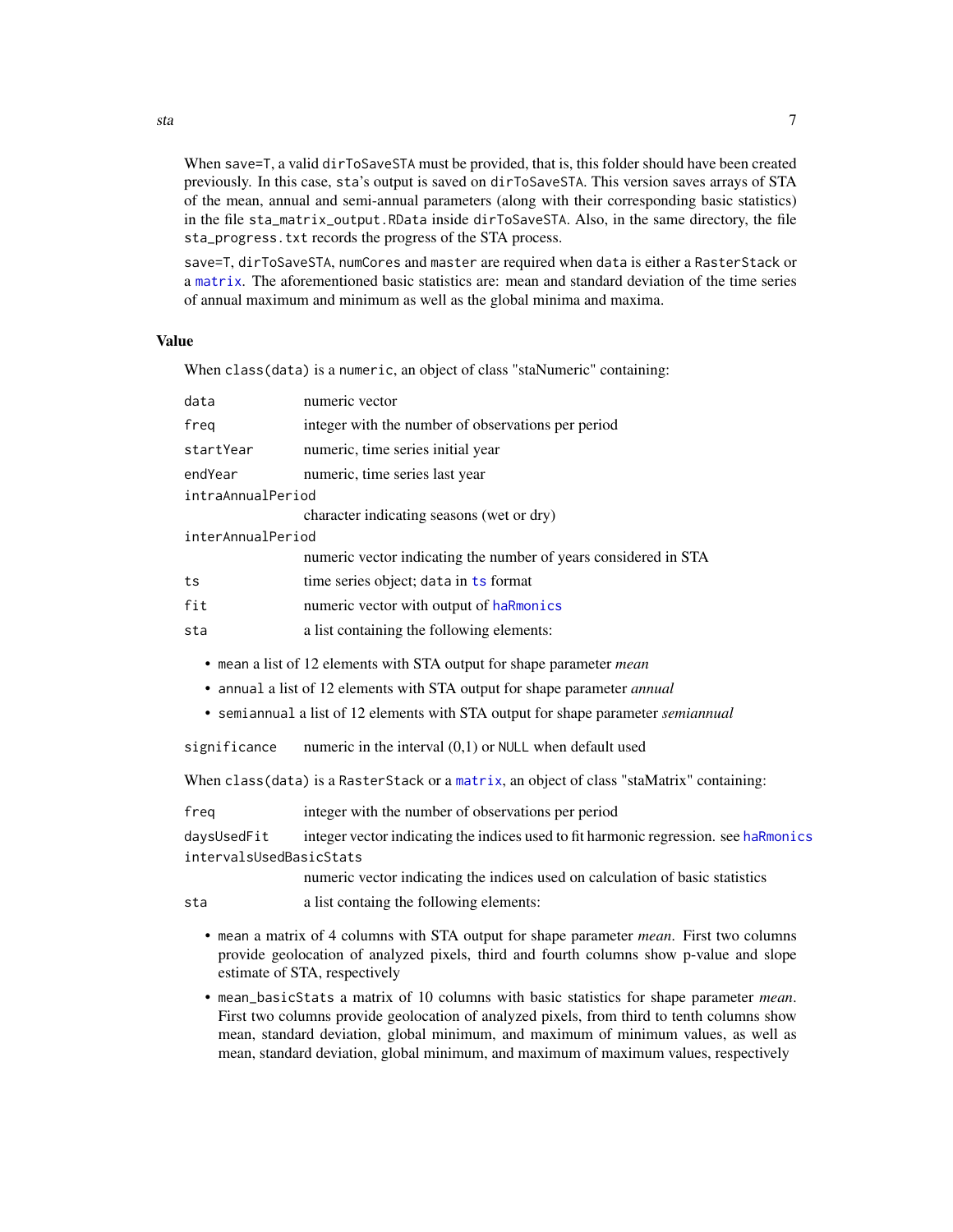When `save=T`, a valid `dirToSaveSTA` must be provided, that is, this folder should have been created previously. In this case, `sta`'s output is saved on `dirToSaveSTA`. This version saves arrays of STA of the mean, annual and semi-annual parameters (along with their corresponding basic statistics) in the file `sta_matrix_output.RData` inside `dirToSaveSTA`. Also, in the same directory, the file `sta_progress.txt` records the progress of the STA process.

`save=T`, `dirToSaveSTA`, `numCores` and `master` are required when `data` is either a `RasterStack` or a `matrix`. The aforementioned basic statistics are: mean and standard deviation of the time series of annual maximum and minimum as well as the global minima and maxima.

## Value

When `class(data)` is a `numeric`, an object of class "staNumeric" containing:

- `data` — numeric vector
- `freq` — integer with the number of observations per period
- `startYear` — numeric, time series initial year
- `endYear` — numeric, time series last year
- `intraAnnualPeriod` — character indicating seasons (wet or dry)
- `interAnnualPeriod` — numeric vector indicating the number of years considered in STA
- `ts` — time series object; `data` in `ts` format
- `fit` — numeric vector with output of `haRmonics`
- `sta` — a list containing the following elements:
  - `mean` a list of 12 elements with STA output for shape parameter *mean*
  - `annual` a list of 12 elements with STA output for shape parameter *annual*
  - `semiannual` a list of 12 elements with STA output for shape parameter *semiannual*
- `significance` — numeric in the interval (0,1) or `NULL` when default used

When `class(data)` is a `RasterStack` or a `matrix`, an object of class "staMatrix" containing:

- `freq` — integer with the number of observations per period
- `daysUsedFit` — integer vector indicating the indices used to fit harmonic regression. see `haRmonics`
- `intervalsUsedBasicStats` — numeric vector indicating the indices used on calculation of basic statistics
- `sta` — a list containg the following elements:
  - `mean` a matrix of 4 columns with STA output for shape parameter *mean*. First two columns provide geolocation of analyzed pixels, third and fourth columns show p-value and slope estimate of STA, respectively
  - `mean_basicStats` a matrix of 10 columns with basic statistics for shape parameter *mean*. First two columns provide geolocation of analyzed pixels, from third to tenth columns show mean, standard deviation, global minimum, and maximum of minimum values, as well as mean, standard deviation, global minimum, and maximum of maximum values, respectively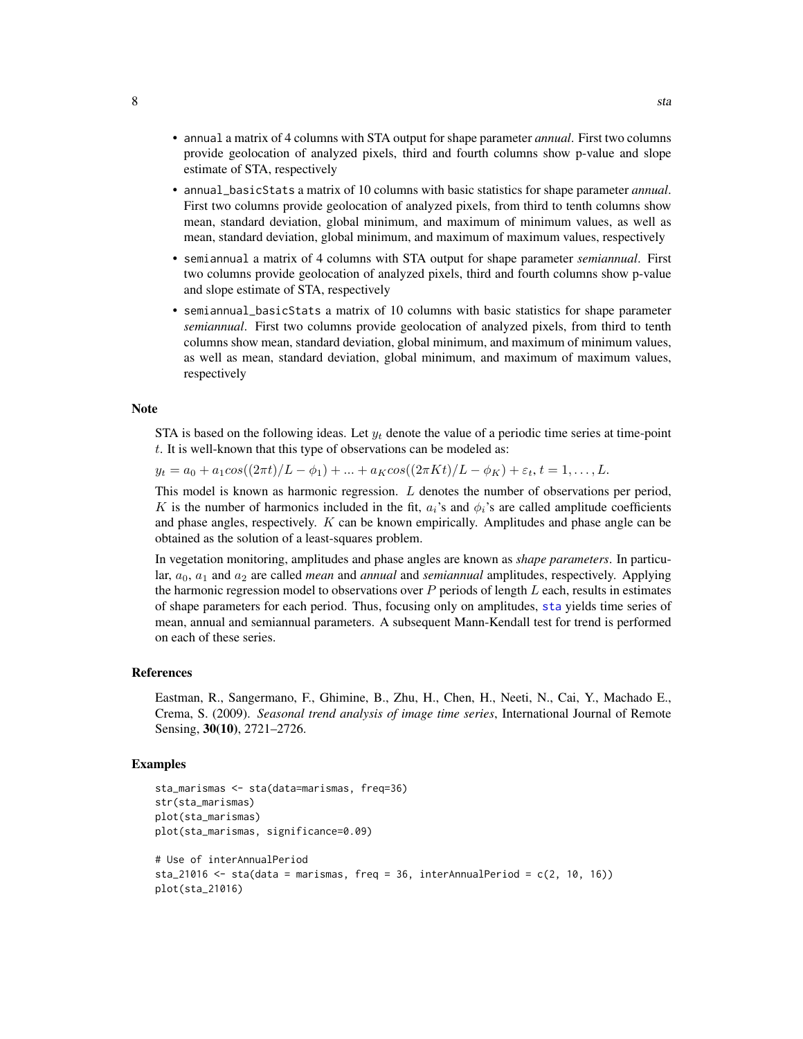- `annual` a matrix of 4 columns with STA output for shape parameter *annual*. First two columns provide geolocation of analyzed pixels, third and fourth columns show p-value and slope estimate of STA, respectively
- `annual_basicStats` a matrix of 10 columns with basic statistics for shape parameter *annual*. First two columns provide geolocation of analyzed pixels, from third to tenth columns show mean, standard deviation, global minimum, and maximum of minimum values, as well as mean, standard deviation, global minimum, and maximum of maximum values, respectively
- `semiannual` a matrix of 4 columns with STA output for shape parameter *semiannual*. First two columns provide geolocation of analyzed pixels, third and fourth columns show p-value and slope estimate of STA, respectively
- `semiannual_basicStats` a matrix of 10 columns with basic statistics for shape parameter *semiannual*. First two columns provide geolocation of analyzed pixels, from third to tenth columns show mean, standard deviation, global minimum, and maximum of minimum values, as well as mean, standard deviation, global minimum, and maximum of maximum values, respectively

### Note

STA is based on the following ideas. Let $y_t$ denote the value of a periodic time series at time-point $t$. It is well-known that this type of observations can be modeled as:

$y_t = a_0 + a_1 cos((2\pi t)/L - \phi_1) + ... + a_K cos((2\pi K t)/L - \phi_K) + \varepsilon_t, t = 1, \ldots, L.$

This model is known as harmonic regression. $L$ denotes the number of observations per period, $K$ is the number of harmonics included in the fit, $a_i$'s and $\phi_i$'s are called amplitude coefficients and phase angles, respectively. $K$ can be known empirically. Amplitudes and phase angle can be obtained as the solution of a least-squares problem.

In vegetation monitoring, amplitudes and phase angles are known as *shape parameters*. In particular, $a_0$, $a_1$ and $a_2$ are called *mean* and *annual* and *semiannual* amplitudes, respectively. Applying the harmonic regression model to observations over $P$ periods of length $L$ each, results in estimates of shape parameters for each period. Thus, focusing only on amplitudes, `sta` yields time series of mean, annual and semiannual parameters. A subsequent Mann-Kendall test for trend is performed on each of these series.

### References

Eastman, R., Sangermano, F., Ghimine, B., Zhu, H., Chen, H., Neeti, N., Cai, Y., Machado E., Crema, S. (2009). *Seasonal trend analysis of image time series*, International Journal of Remote Sensing, **30(10)**, 2721–2726.

### Examples

```
sta_marismas <- sta(data=marismas, freq=36)
str(sta_marismas)
plot(sta_marismas)
plot(sta_marismas, significance=0.09)

# Use of interAnnualPeriod
sta_21016 <- sta(data = marismas, freq = 36, interAnnualPeriod = c(2, 10, 16))
plot(sta_21016)
```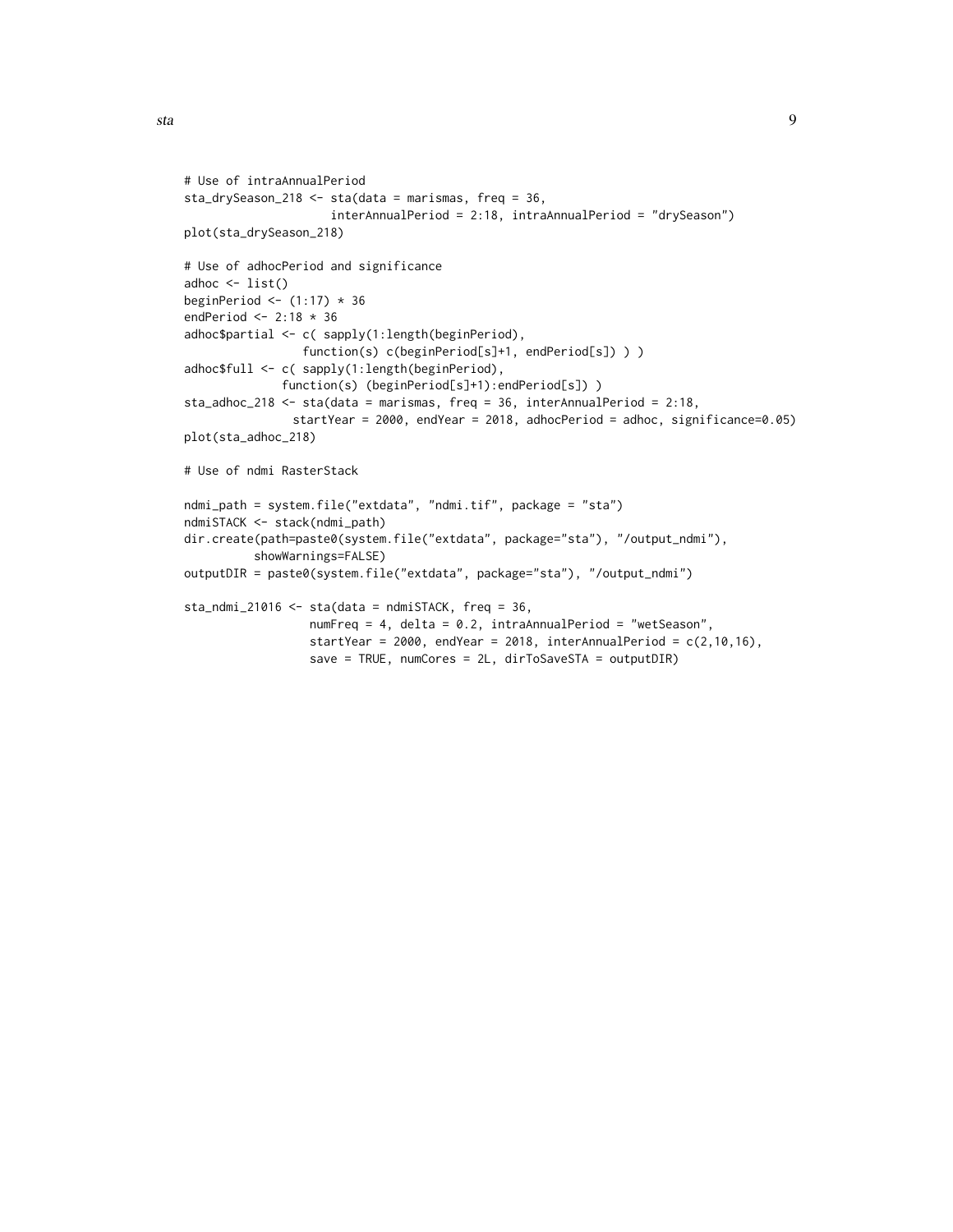```
# Use of intraAnnualPeriod
sta_drySeason_218 <- sta(data = marismas, freq = 36,
                    interAnnualPeriod = 2:18, intraAnnualPeriod = "drySeason")
plot(sta_drySeason_218)

# Use of adhocPeriod and significance
adhoc <- list()
beginPeriod <- (1:17) * 36
endPeriod <- 2:18 * 36
adhoc$partial <- c( sapply(1:length(beginPeriod),
                 function(s) c(beginPeriod[s]+1, endPeriod[s]) ) )
adhoc$full <- c( sapply(1:length(beginPeriod),
             function(s) (beginPeriod[s]+1):endPeriod[s]) )
sta_adhoc_218 <- sta(data = marismas, freq = 36, interAnnualPeriod = 2:18,
               startYear = 2000, endYear = 2018, adhocPeriod = adhoc, significance=0.05)
plot(sta_adhoc_218)

# Use of ndmi RasterStack

ndmi_path = system.file("extdata", "ndmi.tif", package = "sta")
ndmiSTACK <- stack(ndmi_path)
dir.create(path=paste0(system.file("extdata", package="sta"), "/output_ndmi"),
          showWarnings=FALSE)
outputDIR = paste0(system.file("extdata", package="sta"), "/output_ndmi")

sta_ndmi_21016 <- sta(data = ndmiSTACK, freq = 36,
                  numFreq = 4, delta = 0.2, intraAnnualPeriod = "wetSeason",
                  startYear = 2000, endYear = 2018, interAnnualPeriod = c(2,10,16),
                  save = TRUE, numCores = 2L, dirToSaveSTA = outputDIR)
```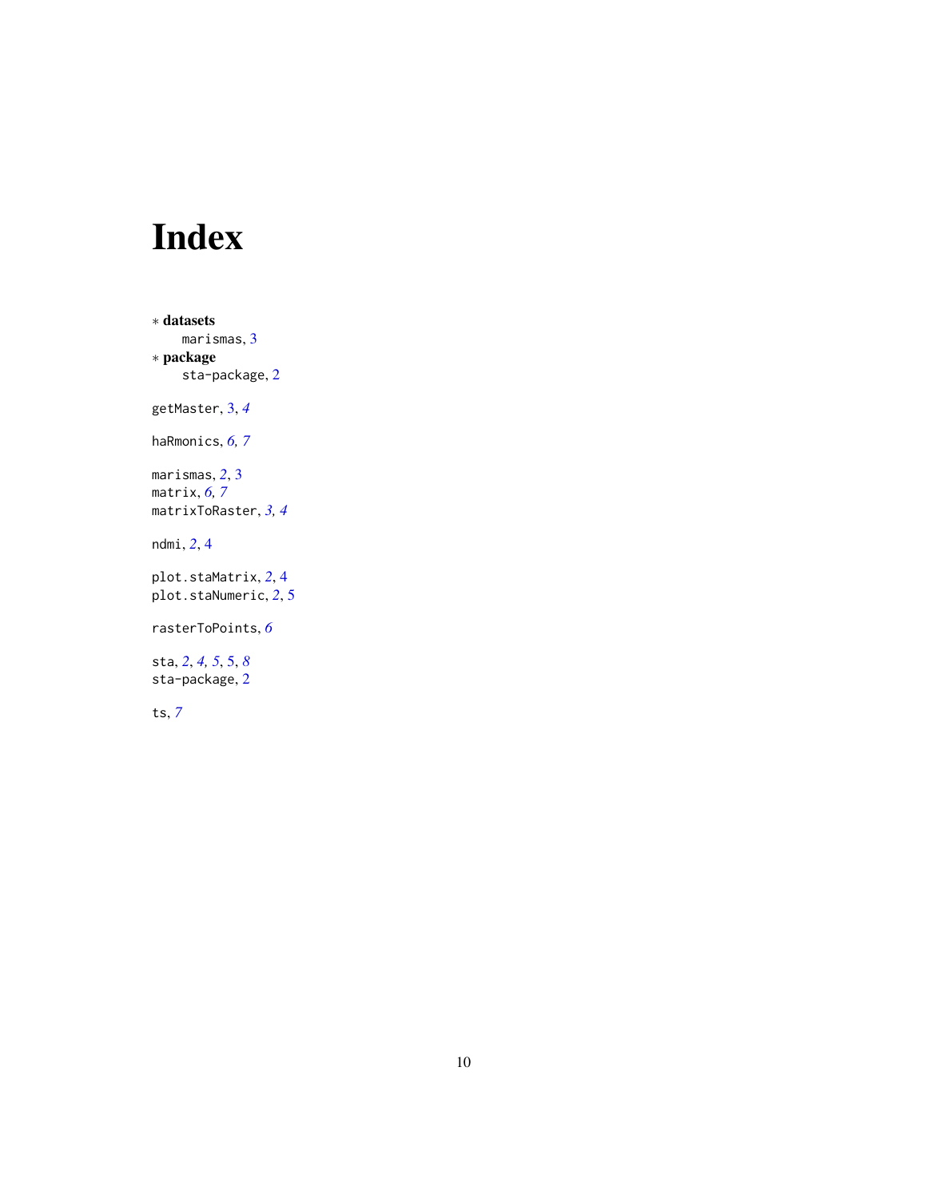# Index

∗ **datasets**
    marismas, 3
∗ **package**
    sta-package, 2

getMaster, 3, *4*

haRmonics, *6, 7*

marismas, *2*, 3
matrix, *6, 7*
matrixToRaster, *3, 4*

ndmi, *2*, 4

plot.staMatrix, *2*, 4
plot.staNumeric, *2*, 5

rasterToPoints, *6*

sta, *2*, *4, 5*, 5, *8*
sta-package, 2

ts, *7*